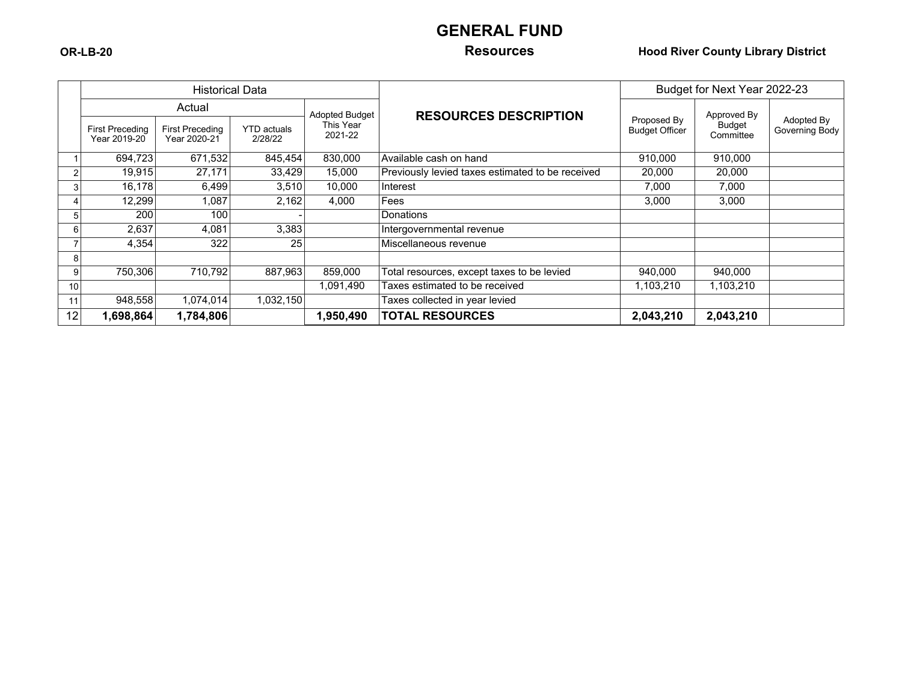OR-LB-20

# GENERAL FUND

## Resources

**Hood River County Library District**

| | Historical Data | | | | RESOURCES DESCRIPTION | Budget for Next Year 2022-23 | | |
|---|---|---|---|---|---|---|---|---|
| | Actual | | | Adopted Budget This Year 2021-22 | | Proposed By Budget Officer | Approved By Budget Committee | Adopted By Governing Body |
| | First Preceding Year 2019-20 | First Preceding Year 2020-21 | YTD actuals 2/28/22 | | | | | |
| 1 | 694,723 | 671,532 | 845,454 | 830,000 | Available cash on hand | 910,000 | 910,000 | |
| 2 | 19,915 | 27,171 | 33,429 | 15,000 | Previously levied taxes estimated to be received | 20,000 | 20,000 | |
| 3 | 16,178 | 6,499 | 3,510 | 10,000 | Interest | 7,000 | 7,000 | |
| 4 | 12,299 | 1,087 | 2,162 | 4,000 | Fees | 3,000 | 3,000 | |
| 5 | 200 | 100 | - | | Donations | | | |
| 6 | 2,637 | 4,081 | 3,383 | | Intergovernmental revenue | | | |
| 7 | 4,354 | 322 | 25 | | Miscellaneous revenue | | | |
| 8 | | | | | | | | |
| 9 | 750,306 | 710,792 | 887,963 | 859,000 | Total resources, except taxes to be levied | 940,000 | 940,000 | |
| 10 | | | | 1,091,490 | Taxes estimated to be received | 1,103,210 | 1,103,210 | |
| 11 | 948,558 | 1,074,014 | 1,032,150 | | Taxes collected in year levied | | | |
| 12 | **1,698,864** | **1,784,806** | | **1,950,490** | **TOTAL RESOURCES** | **2,043,210** | **2,043,210** | |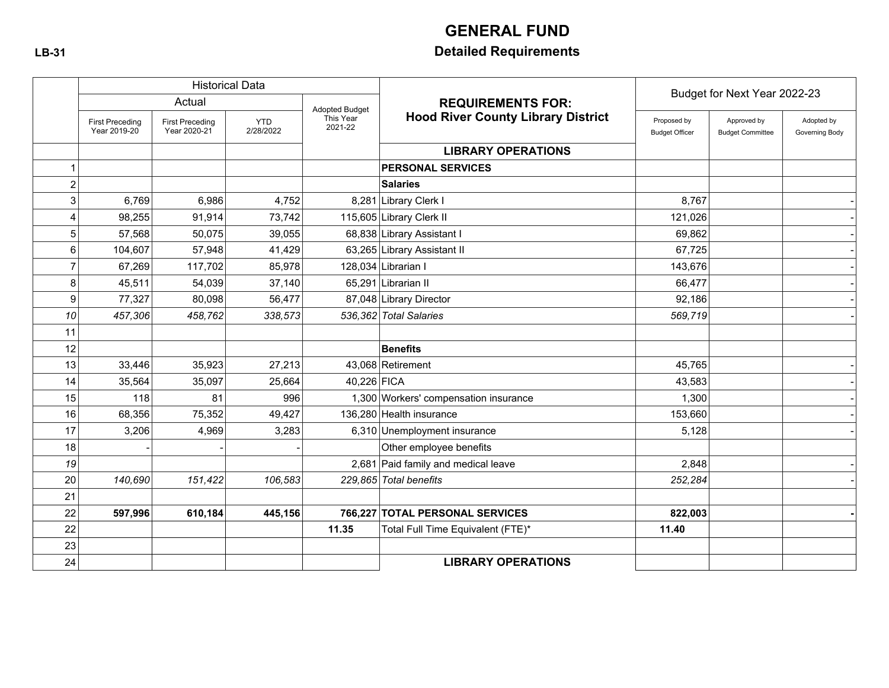**LB-31**

# GENERAL FUND

## Detailed Requirements

| | Historical Data | | | | REQUIREMENTS FOR: Hood River County Library District | Budget for Next Year 2022-23 | | |
|---|---|---|---|---|---|---|---|---|
| | Actual | | | Adopted Budget This Year 2021-22 | | | | |
| | First Preceding Year 2019-20 | First Preceding Year 2020-21 | YTD 2/28/2022 | | | Proposed by Budget Officer | Approved by Budget Committee | Adopted by Governing Body |
| | | | | | **LIBRARY OPERATIONS** | | | |
| 1 | | | | | **PERSONAL SERVICES** | | | |
| 2 | | | | | **Salaries** | | | |
| 3 | 6,769 | 6,986 | 4,752 | 8,281 | Library Clerk I | 8,767 | | - |
| 4 | 98,255 | 91,914 | 73,742 | 115,605 | Library Clerk II | 121,026 | | - |
| 5 | 57,568 | 50,075 | 39,055 | 68,838 | Library Assistant I | 69,862 | | - |
| 6 | 104,607 | 57,948 | 41,429 | 63,265 | Library Assistant II | 67,725 | | - |
| 7 | 67,269 | 117,702 | 85,978 | 128,034 | Librarian I | 143,676 | | - |
| 8 | 45,511 | 54,039 | 37,140 | 65,291 | Librarian II | 66,477 | | - |
| 9 | 77,327 | 80,098 | 56,477 | 87,048 | Library Director | 92,186 | | - |
| *10* | *457,306* | *458,762* | *338,573* | *536,362* | *Total Salaries* | *569,719* | | - |
| 11 | | | | | | | | |
| 12 | | | | | **Benefits** | | | |
| 13 | 33,446 | 35,923 | 27,213 | 43,068 | Retirement | 45,765 | | - |
| 14 | 35,564 | 35,097 | 25,664 | 40,226 | FICA | 43,583 | | - |
| 15 | 118 | 81 | 996 | 1,300 | Workers' compensation insurance | 1,300 | | - |
| 16 | 68,356 | 75,352 | 49,427 | 136,280 | Health insurance | 153,660 | | - |
| 17 | 3,206 | 4,969 | 3,283 | 6,310 | Unemployment insurance | 5,128 | | - |
| 18 | - | - | - | | Other employee benefits | | | |
| *19* | | | | 2,681 | Paid family and medical leave | 2,848 | | - |
| 20 | *140,690* | *151,422* | *106,583* | *229,865* | *Total benefits* | *252,284* | | - |
| 21 | | | | | | | | |
| 22 | **597,996** | **610,184** | **445,156** | **766,227** | **TOTAL PERSONAL SERVICES** | **822,003** | | **-** |
| 22 | | | | **11.35** | Total Full Time Equivalent (FTE)* | **11.40** | | |
| 23 | | | | | | | | |
| 24 | | | | | **LIBRARY OPERATIONS** | | | |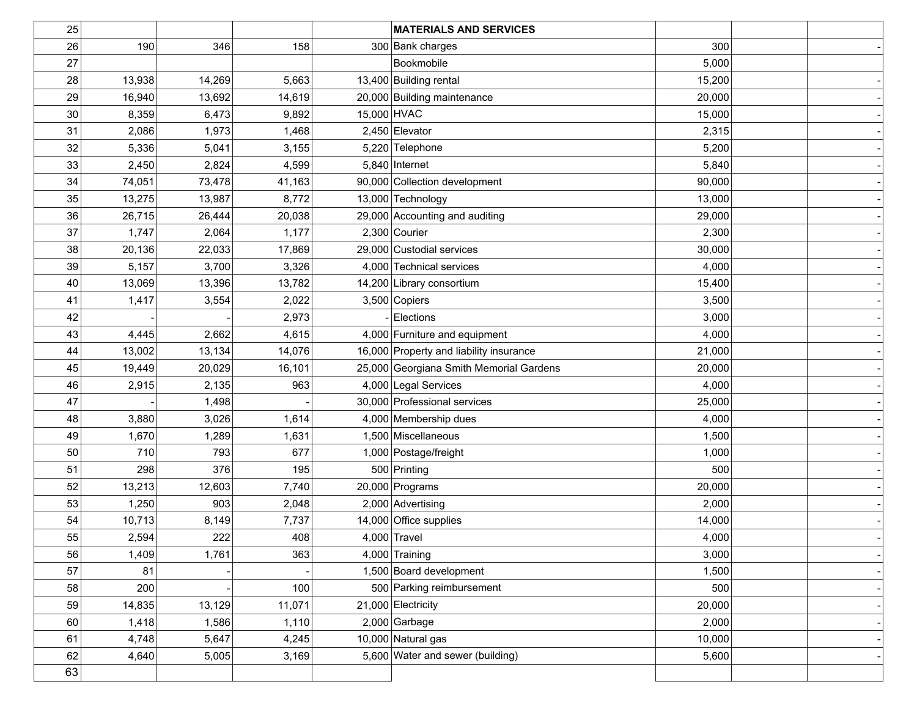| | | | | | | | | |
|---|---|---|---|---|---|---|---|---|
| 25 | | | | | **MATERIALS AND SERVICES** | | | |
| 26 | 190 | 346 | 158 | 300 | Bank charges | 300 | | - |
| 27 | | | | | Bookmobile | 5,000 | | |
| 28 | 13,938 | 14,269 | 5,663 | 13,400 | Building rental | 15,200 | | - |
| 29 | 16,940 | 13,692 | 14,619 | 20,000 | Building maintenance | 20,000 | | - |
| 30 | 8,359 | 6,473 | 9,892 | 15,000 | HVAC | 15,000 | | - |
| 31 | 2,086 | 1,973 | 1,468 | 2,450 | Elevator | 2,315 | | - |
| 32 | 5,336 | 5,041 | 3,155 | 5,220 | Telephone | 5,200 | | - |
| 33 | 2,450 | 2,824 | 4,599 | 5,840 | Internet | 5,840 | | - |
| 34 | 74,051 | 73,478 | 41,163 | 90,000 | Collection development | 90,000 | | - |
| 35 | 13,275 | 13,987 | 8,772 | 13,000 | Technology | 13,000 | | - |
| 36 | 26,715 | 26,444 | 20,038 | 29,000 | Accounting and auditing | 29,000 | | - |
| 37 | 1,747 | 2,064 | 1,177 | 2,300 | Courier | 2,300 | | - |
| 38 | 20,136 | 22,033 | 17,869 | 29,000 | Custodial services | 30,000 | | - |
| 39 | 5,157 | 3,700 | 3,326 | 4,000 | Technical services | 4,000 | | - |
| 40 | 13,069 | 13,396 | 13,782 | 14,200 | Library consortium | 15,400 | | - |
| 41 | 1,417 | 3,554 | 2,022 | 3,500 | Copiers | 3,500 | | - |
| 42 | - | - | 2,973 | - | Elections | 3,000 | | - |
| 43 | 4,445 | 2,662 | 4,615 | 4,000 | Furniture and equipment | 4,000 | | - |
| 44 | 13,002 | 13,134 | 14,076 | 16,000 | Property and liability insurance | 21,000 | | - |
| 45 | 19,449 | 20,029 | 16,101 | 25,000 | Georgiana Smith Memorial Gardens | 20,000 | | - |
| 46 | 2,915 | 2,135 | 963 | 4,000 | Legal Services | 4,000 | | - |
| 47 | - | 1,498 | - | 30,000 | Professional services | 25,000 | | - |
| 48 | 3,880 | 3,026 | 1,614 | 4,000 | Membership dues | 4,000 | | - |
| 49 | 1,670 | 1,289 | 1,631 | 1,500 | Miscellaneous | 1,500 | | - |
| 50 | 710 | 793 | 677 | 1,000 | Postage/freight | 1,000 | | - |
| 51 | 298 | 376 | 195 | 500 | Printing | 500 | | - |
| 52 | 13,213 | 12,603 | 7,740 | 20,000 | Programs | 20,000 | | - |
| 53 | 1,250 | 903 | 2,048 | 2,000 | Advertising | 2,000 | | - |
| 54 | 10,713 | 8,149 | 7,737 | 14,000 | Office supplies | 14,000 | | - |
| 55 | 2,594 | 222 | 408 | 4,000 | Travel | 4,000 | | - |
| 56 | 1,409 | 1,761 | 363 | 4,000 | Training | 3,000 | | - |
| 57 | 81 | - | - | 1,500 | Board development | 1,500 | | - |
| 58 | 200 | - | 100 | 500 | Parking reimbursement | 500 | | - |
| 59 | 14,835 | 13,129 | 11,071 | 21,000 | Electricity | 20,000 | | - |
| 60 | 1,418 | 1,586 | 1,110 | 2,000 | Garbage | 2,000 | | - |
| 61 | 4,748 | 5,647 | 4,245 | 10,000 | Natural gas | 10,000 | | - |
| 62 | 4,640 | 5,005 | 3,169 | 5,600 | Water and sewer (building) | 5,600 | | - |
| 63 | | | | | | | | |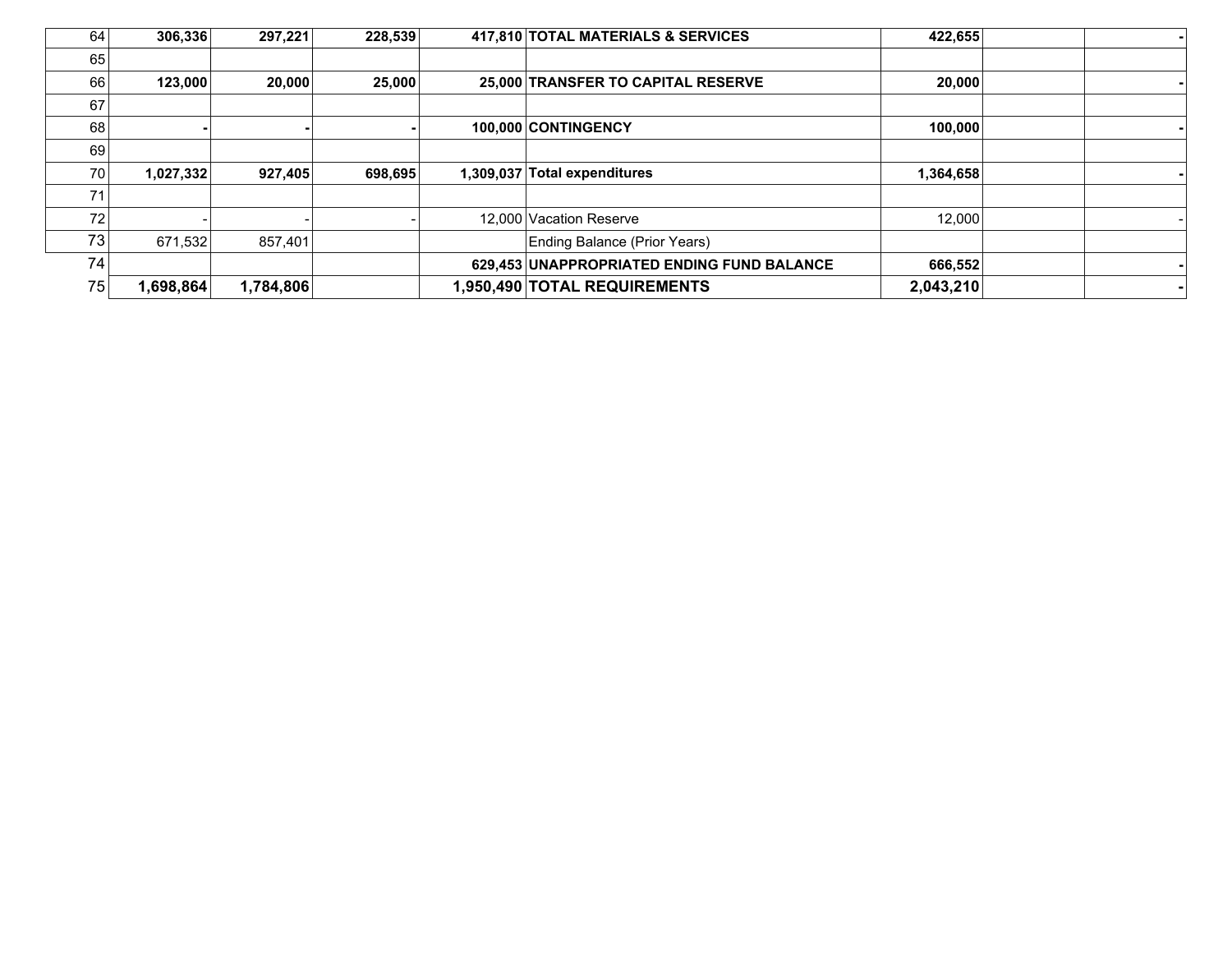| | | | | | | | | |
|---|---|---|---|---|---|---|---|---|
| 64 | **306,336** | **297,221** | **228,539** | **417,810** | **TOTAL MATERIALS & SERVICES** | **422,655** | | **-** |
| 65 | | | | | | | | |
| 66 | **123,000** | **20,000** | **25,000** | **25,000** | **TRANSFER TO CAPITAL RESERVE** | **20,000** | | **-** |
| 67 | | | | | | | | |
| 68 | **-** | **-** | **-** | **100,000** | **CONTINGENCY** | **100,000** | | **-** |
| 69 | | | | | | | | |
| 70 | **1,027,332** | **927,405** | **698,695** | **1,309,037** | **Total expenditures** | **1,364,658** | | **-** |
| 71 | | | | | | | | |
| 72 | - | - | - | 12,000 | Vacation Reserve | 12,000 | | - |
| 73 | 671,532 | 857,401 | | | Ending Balance (Prior Years) | | | |
| 74 | | | | **629,453** | **UNAPPROPRIATED ENDING FUND BALANCE** | **666,552** | | **-** |
| 75 | **1,698,864** | **1,784,806** | | **1,950,490** | **TOTAL REQUIREMENTS** | **2,043,210** | | **-** |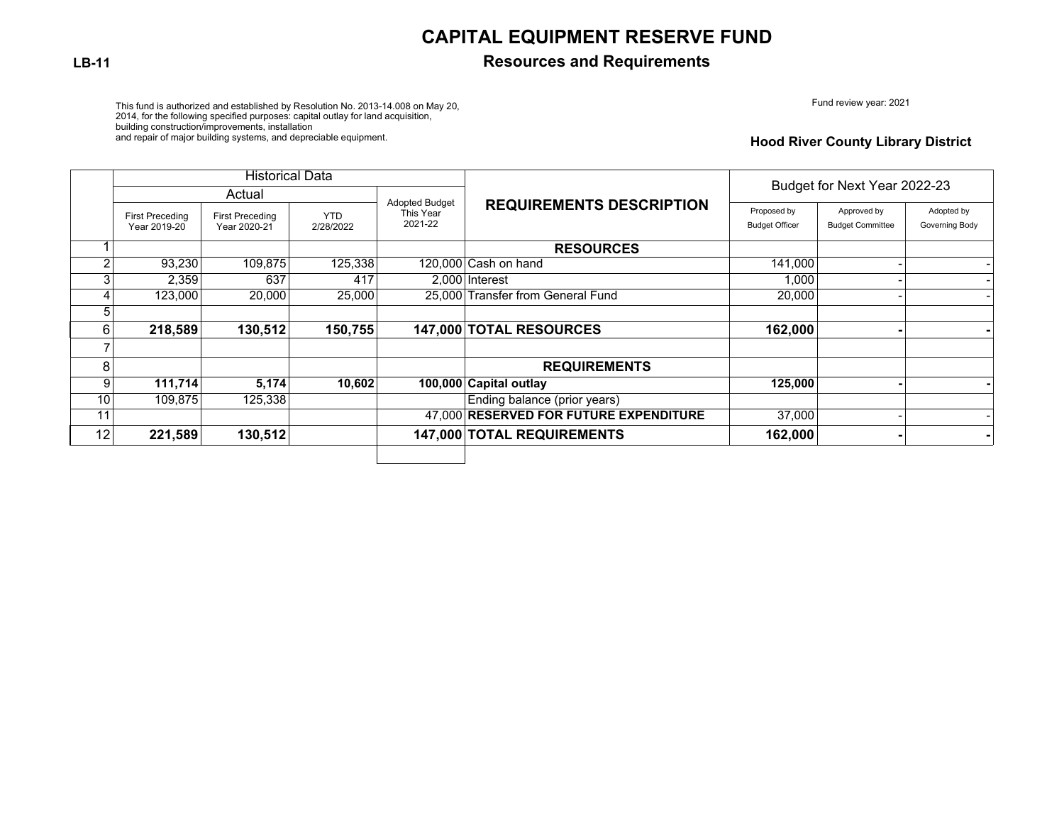# CAPITAL EQUIPMENT RESERVE FUND

**LB-11**

## Resources and Requirements

This fund is authorized and established by Resolution No. 2013-14.008 on May 20, 2014, for the following specified purposes: capital outlay for land acquisition, building construction/improvements, installation and repair of major building systems, and depreciable equipment.

Fund review year: 2021

**Hood River County Library District**

| | Historical Data | | | | REQUIREMENTS DESCRIPTION | Budget for Next Year 2022-23 | | |
|---|---|---|---|---|---|---|---|---|
| | Actual | | | Adopted Budget This Year 2021-22 | | | | |
| | First Preceding Year 2019-20 | First Preceding Year 2020-21 | YTD 2/28/2022 | | | Proposed by Budget Officer | Approved by Budget Committee | Adopted by Governing Body |
| 1 | | | | | **RESOURCES** | | | |
| 2 | 93,230 | 109,875 | 125,338 | 120,000 | Cash on hand | 141,000 | - | - |
| 3 | 2,359 | 637 | 417 | 2,000 | Interest | 1,000 | - | - |
| 4 | 123,000 | 20,000 | 25,000 | 25,000 | Transfer from General Fund | 20,000 | - | - |
| 5 | | | | | | | | |
| 6 | **218,589** | **130,512** | **150,755** | **147,000** | **TOTAL RESOURCES** | **162,000** | **-** | **-** |
| 7 | | | | | | | | |
| 8 | | | | | **REQUIREMENTS** | | | |
| 9 | **111,714** | **5,174** | **10,602** | **100,000** | **Capital outlay** | **125,000** | **-** | **-** |
| 10 | 109,875 | 125,338 | | | Ending balance (prior years) | | | |
| 11 | | | | 47,000 | **RESERVED FOR FUTURE EXPENDITURE** | 37,000 | - | - |
| 12 | **221,589** | **130,512** | | **147,000** | **TOTAL REQUIREMENTS** | **162,000** | **-** | **-** |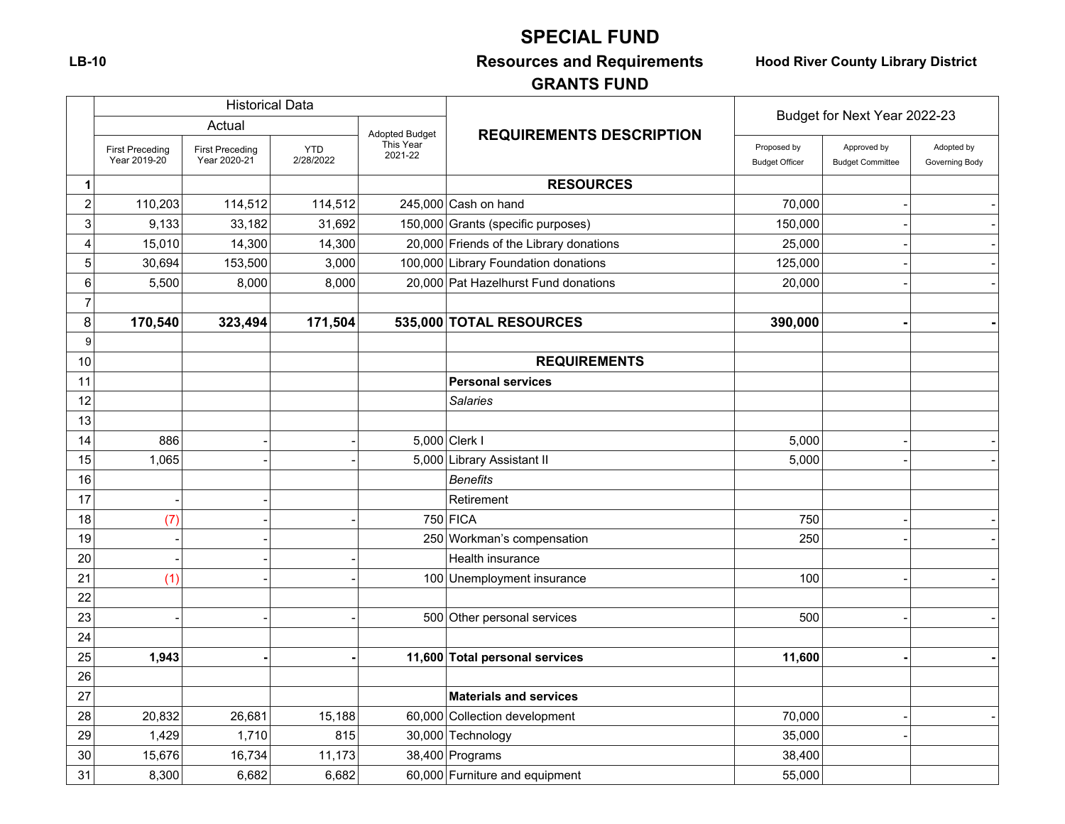LB-10

# SPECIAL FUND

## Resources and Requirements

## GRANTS FUND

**Hood River County Library District**

| | Historical Data | | | | REQUIREMENTS DESCRIPTION | Budget for Next Year 2022-23 | | |
|---|---|---|---|---|---|---|---|---|
| | Actual | | | Adopted Budget This Year 2021-22 | | | | |
| | First Preceding Year 2019-20 | First Preceding Year 2020-21 | YTD 2/28/2022 | | | Proposed by Budget Officer | Approved by Budget Committee | Adopted by Governing Body |
| **1** | | | | | **RESOURCES** | | | |
| 2 | 110,203 | 114,512 | 114,512 | 245,000 | Cash on hand | 70,000 | - | - |
| 3 | 9,133 | 33,182 | 31,692 | 150,000 | Grants (specific purposes) | 150,000 | - | - |
| 4 | 15,010 | 14,300 | 14,300 | 20,000 | Friends of the Library donations | 25,000 | - | - |
| 5 | 30,694 | 153,500 | 3,000 | 100,000 | Library Foundation donations | 125,000 | - | - |
| 6 | 5,500 | 8,000 | 8,000 | 20,000 | Pat Hazelhurst Fund donations | 20,000 | - | - |
| 7 | | | | | | | | |
| 8 | **170,540** | **323,494** | **171,504** | **535,000** | **TOTAL RESOURCES** | **390,000** | **-** | **-** |
| 9 | | | | | | | | |
| 10 | | | | | **REQUIREMENTS** | | | |
| 11 | | | | | **Personal services** | | | |
| 12 | | | | | *Salaries* | | | |
| 13 | | | | | | | | |
| 14 | 886 | - | - | 5,000 | Clerk I | 5,000 | - | - |
| 15 | 1,065 | - | - | 5,000 | Library Assistant II | 5,000 | - | - |
| 16 | | | | | *Benefits* | | | |
| 17 | - | - | | | Retirement | | | |
| 18 | (7) | - | - | 750 | FICA | 750 | - | - |
| 19 | - | - | | 250 | Workman's compensation | 250 | - | - |
| 20 | - | - | - | | Health insurance | | | |
| 21 | (1) | - | - | 100 | Unemployment insurance | 100 | - | - |
| 22 | | | | | | | | |
| 23 | - | - | - | 500 | Other personal services | 500 | - | - |
| 24 | | | | | | | | |
| 25 | **1,943** | **-** | **-** | **11,600** | **Total personal services** | **11,600** | **-** | **-** |
| 26 | | | | | | | | |
| 27 | | | | | **Materials and services** | | | |
| 28 | 20,832 | 26,681 | 15,188 | 60,000 | Collection development | 70,000 | - | - |
| 29 | 1,429 | 1,710 | 815 | 30,000 | Technology | 35,000 | - | |
| 30 | 15,676 | 16,734 | 11,173 | 38,400 | Programs | 38,400 | | |
| 31 | 8,300 | 6,682 | 6,682 | 60,000 | Furniture and equipment | 55,000 | | |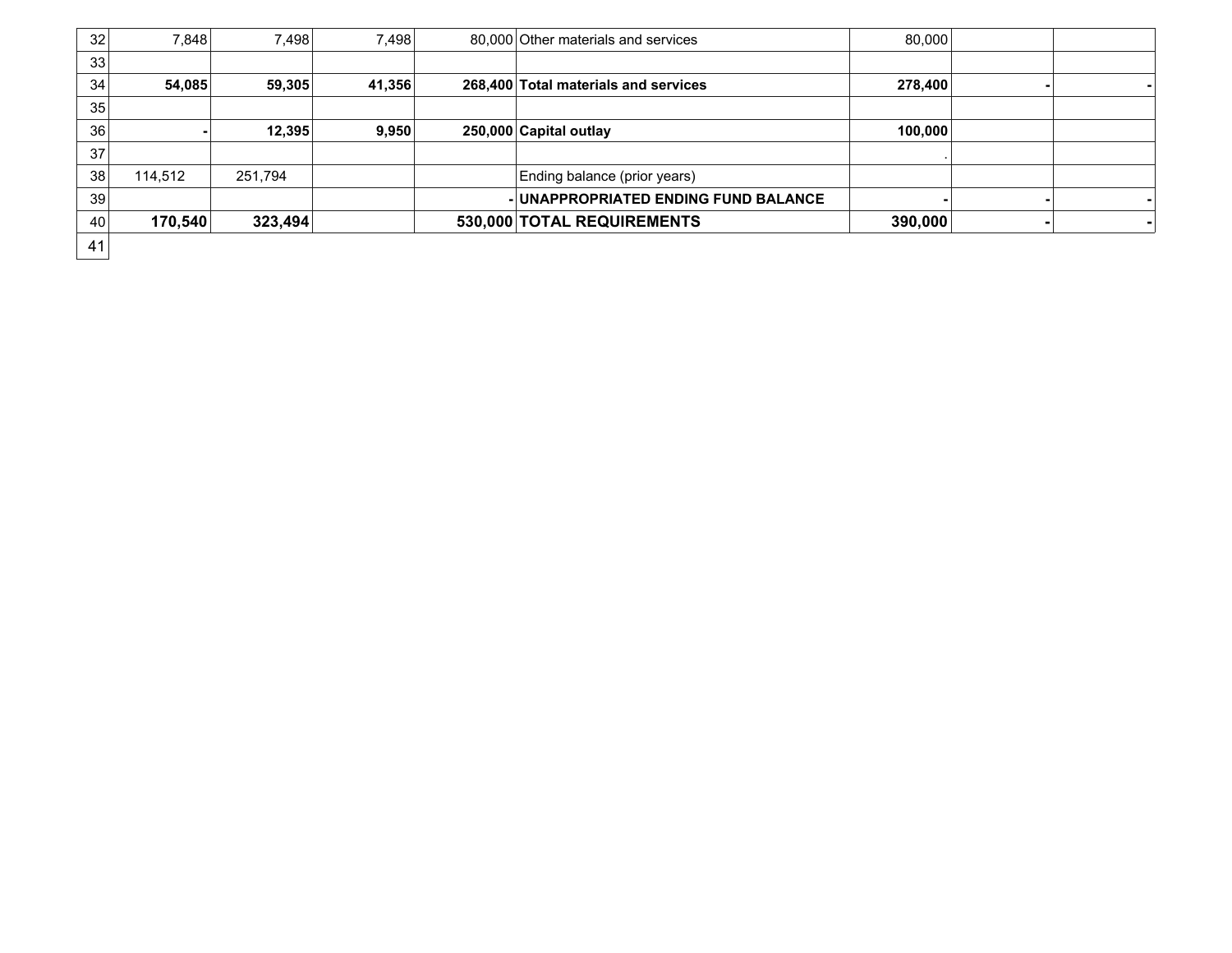| | | | | | | | | |
|---|---|---|---|---|---|---|---|---|
| 32 | 7,848 | 7,498 | 7,498 | 80,000 | Other materials and services | 80,000 | | |
| 33 | | | | | | | | |
| 34 | **54,085** | **59,305** | **41,356** | **268,400** | **Total materials and services** | **278,400** | **-** | **-** |
| 35 | | | | | | | | |
| 36 | **-** | **12,395** | **9,950** | **250,000** | **Capital outlay** | **100,000** | | |
| 37 | | | | | | . | | |
| 38 | 114,512 | 251,794 | | | Ending balance (prior years) | | | |
| 39 | | | | **-** | **UNAPPROPRIATED ENDING FUND BALANCE** | **-** | **-** | **-** |
| 40 | **170,540** | **323,494** | | **530,000** | **TOTAL REQUIREMENTS** | **390,000** | **-** | **-** |
| 41 | | | | | | | | |